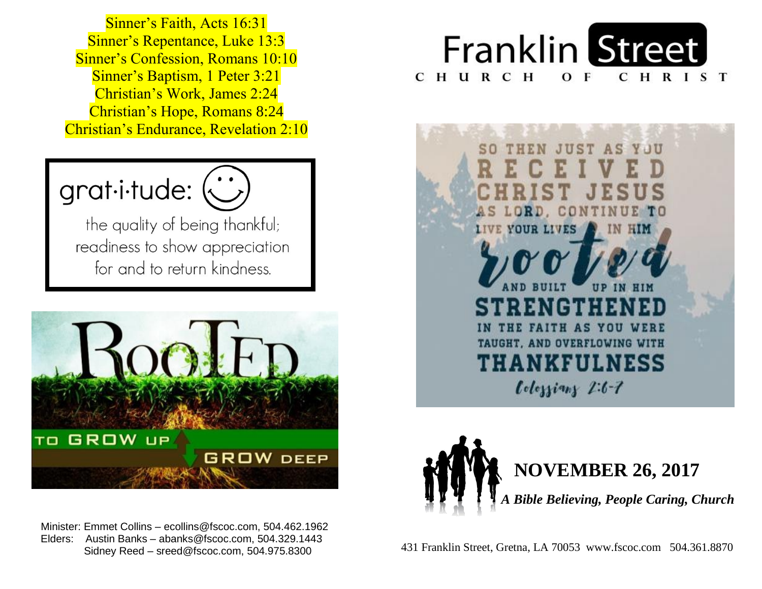Sinner's Faith, Acts 16:31
Sinner's Repentance, Luke 13:3
Sinner's Confession, Romans 10:10
Sinner's Baptism, 1 Peter 3:21
Christian's Work, James 2:24
Christian's Hope, Romans 8:24
Christian's Endurance, Revelation 2:10

grat·i·tude:

the quality of being thankful; readiness to show appreciation for and to return kindness.

ROOTED

TO GROW UP GROW DEEP

Minister: Emmet Collins – ecollins@fscoc.com, 504.462.1962
Elders: Austin Banks – abanks@fscoc.com, 504.329.1443
Sidney Reed – sreed@fscoc.com, 504.975.8300

# Franklin Street

CHURCH OF CHRIST

SO THEN JUST AS YOU RECEIVED CHRIST JESUS AS LORD, CONTINUE TO LIVE YOUR LIVES IN HIM rooted AND BUILT UP IN HIM STRENGTHENED IN THE FAITH AS YOU WERE TAUGHT, AND OVERFLOWING WITH THANKFULNESS

Colossians 2:6-7

## NOVEMBER 26, 2017

***A Bible Believing, People Caring, Church***

431 Franklin Street, Gretna, LA 70053 www.fscoc.com 504.361.8870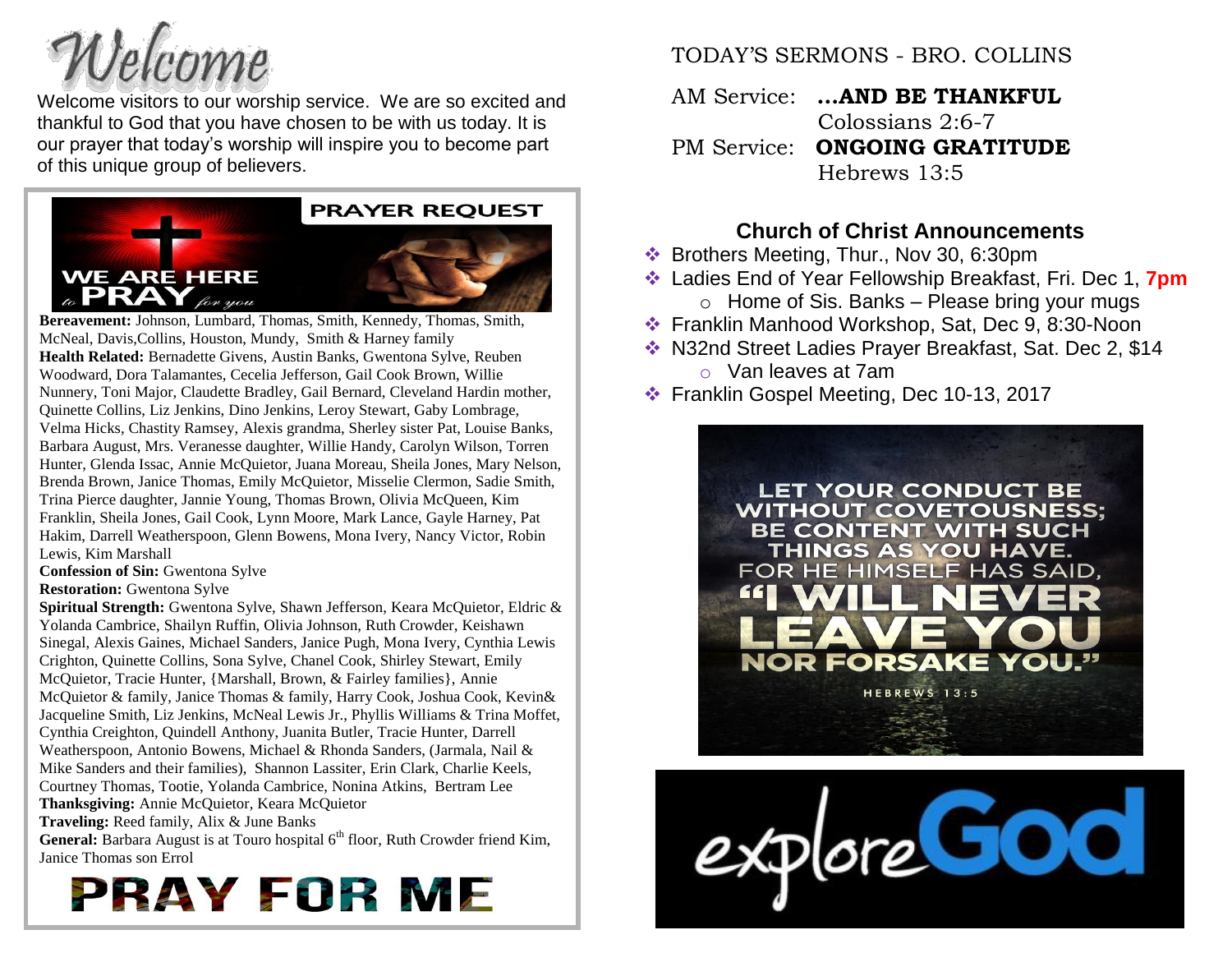# Welcome

Welcome visitors to our worship service. We are so excited and thankful to God that you have chosen to be with us today. It is our prayer that today's worship will inspire you to become part of this unique group of believers.

## PRAYER REQUEST

WE ARE HERE to PRAY for you

**Bereavement:** Johnson, Lumbard, Thomas, Smith, Kennedy, Thomas, Smith, McNeal, Davis,Collins, Houston, Mundy, Smith & Harney family

**Health Related:** Bernadette Givens, Austin Banks, Gwentona Sylve, Reuben Woodward, Dora Talamantes, Cecelia Jefferson, Gail Cook Brown, Willie Nunnery, Toni Major, Claudette Bradley, Gail Bernard, Cleveland Hardin mother, Quinette Collins, Liz Jenkins, Dino Jenkins, Leroy Stewart, Gaby Lombrage, Velma Hicks, Chastity Ramsey, Alexis grandma, Sherley sister Pat, Louise Banks, Barbara August, Mrs. Veranesse daughter, Willie Handy, Carolyn Wilson, Torren Hunter, Glenda Issac, Annie McQuietor, Juana Moreau, Sheila Jones, Mary Nelson, Brenda Brown, Janice Thomas, Emily McQuietor, Misselie Clermon, Sadie Smith, Trina Pierce daughter, Jannie Young, Thomas Brown, Olivia McQueen, Kim Franklin, Sheila Jones, Gail Cook, Lynn Moore, Mark Lance, Gayle Harney, Pat Hakim, Darrell Weatherspoon, Glenn Bowens, Mona Ivery, Nancy Victor, Robin Lewis, Kim Marshall

**Confession of Sin:** Gwentona Sylve

**Restoration:** Gwentona Sylve

**Spiritual Strength:** Gwentona Sylve, Shawn Jefferson, Keara McQuietor, Eldric & Yolanda Cambrice, Shailyn Ruffin, Olivia Johnson, Ruth Crowder, Keishawn Sinegal, Alexis Gaines, Michael Sanders, Janice Pugh, Mona Ivery, Cynthia Lewis Crighton, Quinette Collins, Sona Sylve, Chanel Cook, Shirley Stewart, Emily McQuietor, Tracie Hunter, {Marshall, Brown, & Fairley families}, Annie McQuietor & family, Janice Thomas & family, Harry Cook, Joshua Cook, Kevin& Jacqueline Smith, Liz Jenkins, McNeal Lewis Jr., Phyllis Williams & Trina Moffet, Cynthia Creighton, Quindell Anthony, Juanita Butler, Tracie Hunter, Darrell Weatherspoon, Antonio Bowens, Michael & Rhonda Sanders, (Jarmala, Nail & Mike Sanders and their families), Shannon Lassiter, Erin Clark, Charlie Keels, Courtney Thomas, Tootie, Yolanda Cambrice, Nonina Atkins, Bertram Lee

**Thanksgiving:** Annie McQuietor, Keara McQuietor

**Traveling:** Reed family, Alix & June Banks

**General:** Barbara August is at Touro hospital 6th floor, Ruth Crowder friend Kim, Janice Thomas son Errol

**PRAY FOR ME**

TODAY'S SERMONS - BRO. COLLINS

AM Service: **…AND BE THANKFUL**
Colossians 2:6-7

PM Service: **ONGOING GRATITUDE**
Hebrews 13:5

## Church of Christ Announcements

- Brothers Meeting, Thur., Nov 30, 6:30pm
- Ladies End of Year Fellowship Breakfast, Fri. Dec 1, **7pm**
  - Home of Sis. Banks – Please bring your mugs
- Franklin Manhood Workshop, Sat, Dec 9, 8:30-Noon
- N32nd Street Ladies Prayer Breakfast, Sat. Dec 2, $14
  - Van leaves at 7am
- Franklin Gospel Meeting, Dec 10-13, 2017

LET YOUR CONDUCT BE WITHOUT COVETOUSNESS; BE CONTENT WITH SUCH THINGS AS YOU HAVE. FOR HE HIMSELF HAS SAID, "I WILL NEVER LEAVE YOU NOR FORSAKE YOU."

HEBREWS 13:5

exploreGod